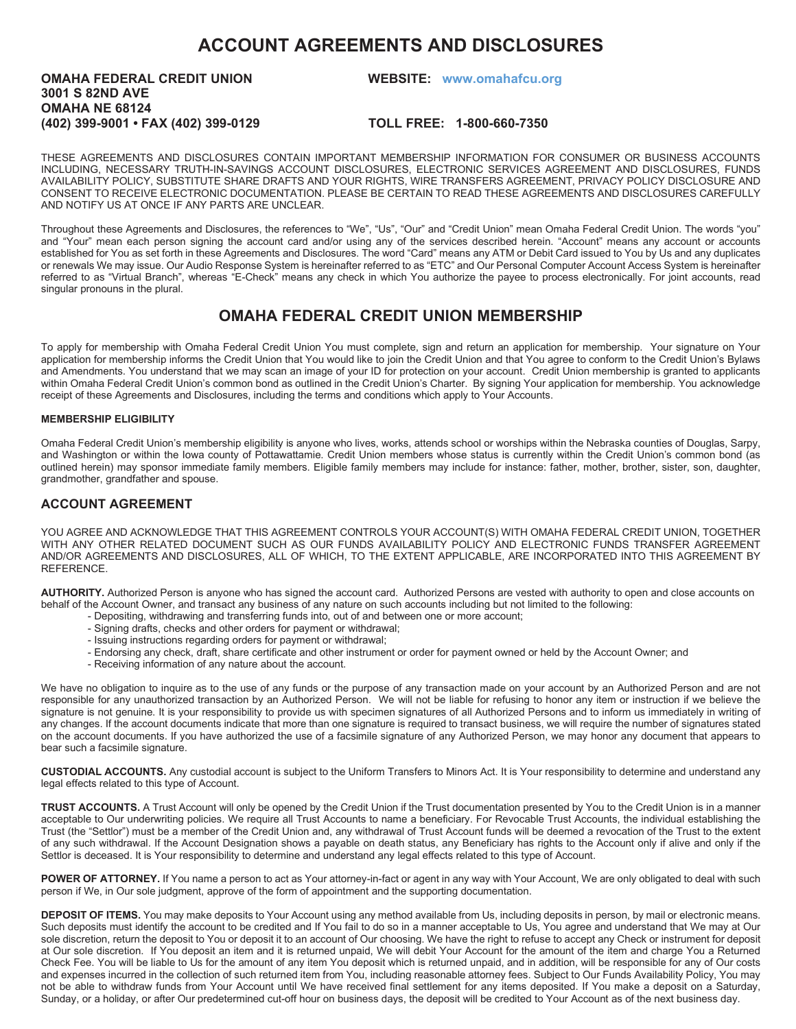# ACCOUNT AGREEMENTS AND DISCLOSURES

**OMAHA FEDERAL CREDIT UNION**
**3001 S 82ND AVE**
**OMAHA NE 68124**
**(402) 399-9001 • FAX (402) 399-0129**

**WEBSITE: www.omahafcu.org**

**TOLL FREE: 1-800-660-7350**

THESE AGREEMENTS AND DISCLOSURES CONTAIN IMPORTANT MEMBERSHIP INFORMATION FOR CONSUMER OR BUSINESS ACCOUNTS INCLUDING, NECESSARY TRUTH-IN-SAVINGS ACCOUNT DISCLOSURES, ELECTRONIC SERVICES AGREEMENT AND DISCLOSURES, FUNDS AVAILABILITY POLICY, SUBSTITUTE SHARE DRAFTS AND YOUR RIGHTS, WIRE TRANSFERS AGREEMENT, PRIVACY POLICY DISCLOSURE AND CONSENT TO RECEIVE ELECTRONIC DOCUMENTATION. PLEASE BE CERTAIN TO READ THESE AGREEMENTS AND DISCLOSURES CAREFULLY AND NOTIFY US AT ONCE IF ANY PARTS ARE UNCLEAR.

Throughout these Agreements and Disclosures, the references to "We", "Us", "Our" and "Credit Union" mean Omaha Federal Credit Union. The words "you" and "Your" mean each person signing the account card and/or using any of the services described herein. "Account" means any account or accounts established for You as set forth in these Agreements and Disclosures. The word "Card" means any ATM or Debit Card issued to You by Us and any duplicates or renewals We may issue. Our Audio Response System is hereinafter referred to as "ETC" and Our Personal Computer Account Access System is hereinafter referred to as "Virtual Branch", whereas "E-Check" means any check in which You authorize the payee to process electronically. For joint accounts, read singular pronouns in the plural.

## OMAHA FEDERAL CREDIT UNION MEMBERSHIP

To apply for membership with Omaha Federal Credit Union You must complete, sign and return an application for membership. Your signature on Your application for membership informs the Credit Union that You would like to join the Credit Union and that You agree to conform to the Credit Union's Bylaws and Amendments. You understand that we may scan an image of your ID for protection on your account. Credit Union membership is granted to applicants within Omaha Federal Credit Union's common bond as outlined in the Credit Union's Charter. By signing Your application for membership. You acknowledge receipt of these Agreements and Disclosures, including the terms and conditions which apply to Your Accounts.

#### MEMBERSHIP ELIGIBILITY

Omaha Federal Credit Union's membership eligibility is anyone who lives, works, attends school or worships within the Nebraska counties of Douglas, Sarpy, and Washington or within the Iowa county of Pottawattamie. Credit Union members whose status is currently within the Credit Union's common bond (as outlined herein) may sponsor immediate family members. Eligible family members may include for instance: father, mother, brother, sister, son, daughter, grandmother, grandfather and spouse.

### ACCOUNT AGREEMENT

YOU AGREE AND ACKNOWLEDGE THAT THIS AGREEMENT CONTROLS YOUR ACCOUNT(S) WITH OMAHA FEDERAL CREDIT UNION, TOGETHER WITH ANY OTHER RELATED DOCUMENT SUCH AS OUR FUNDS AVAILABILITY POLICY AND ELECTRONIC FUNDS TRANSFER AGREEMENT AND/OR AGREEMENTS AND DISCLOSURES, ALL OF WHICH, TO THE EXTENT APPLICABLE, ARE INCORPORATED INTO THIS AGREEMENT BY REFERENCE.

**AUTHORITY.** Authorized Person is anyone who has signed the account card. Authorized Persons are vested with authority to open and close accounts on behalf of the Account Owner, and transact any business of any nature on such accounts including but not limited to the following:

- Depositing, withdrawing and transferring funds into, out of and between one or more account;
- Signing drafts, checks and other orders for payment or withdrawal;
- Issuing instructions regarding orders for payment or withdrawal;
- Endorsing any check, draft, share certificate and other instrument or order for payment owned or held by the Account Owner; and
- Receiving information of any nature about the account.

We have no obligation to inquire as to the use of any funds or the purpose of any transaction made on your account by an Authorized Person and are not responsible for any unauthorized transaction by an Authorized Person. We will not be liable for refusing to honor any item or instruction if we believe the signature is not genuine. It is your responsibility to provide us with specimen signatures of all Authorized Persons and to inform us immediately in writing of any changes. If the account documents indicate that more than one signature is required to transact business, we will require the number of signatures stated on the account documents. If you have authorized the use of a facsimile signature of any Authorized Person, we may honor any document that appears to bear such a facsimile signature.

**CUSTODIAL ACCOUNTS.** Any custodial account is subject to the Uniform Transfers to Minors Act. It is Your responsibility to determine and understand any legal effects related to this type of Account.

**TRUST ACCOUNTS.** A Trust Account will only be opened by the Credit Union if the Trust documentation presented by You to the Credit Union is in a manner acceptable to Our underwriting policies. We require all Trust Accounts to name a beneficiary. For Revocable Trust Accounts, the individual establishing the Trust (the "Settlor") must be a member of the Credit Union and, any withdrawal of Trust Account funds will be deemed a revocation of the Trust to the extent of any such withdrawal. If the Account Designation shows a payable on death status, any Beneficiary has rights to the Account only if alive and only if the Settlor is deceased. It is Your responsibility to determine and understand any legal effects related to this type of Account.

**POWER OF ATTORNEY.** If You name a person to act as Your attorney-in-fact or agent in any way with Your Account, We are only obligated to deal with such person if We, in Our sole judgment, approve of the form of appointment and the supporting documentation.

**DEPOSIT OF ITEMS.** You may make deposits to Your Account using any method available from Us, including deposits in person, by mail or electronic means. Such deposits must identify the account to be credited and If You fail to do so in a manner acceptable to Us, You agree and understand that We may at Our sole discretion, return the deposit to You or deposit it to an account of Our choosing. We have the right to refuse to accept any Check or instrument for deposit at Our sole discretion. If You deposit an item and it is returned unpaid, We will debit Your Account for the amount of the item and charge You a Returned Check Fee. You will be liable to Us for the amount of any item You deposit which is returned unpaid, and in addition, will be responsible for any of Our costs and expenses incurred in the collection of such returned item from You, including reasonable attorney fees. Subject to Our Funds Availability Policy, You may not be able to withdraw funds from Your Account until We have received final settlement for any items deposited. If You make a deposit on a Saturday, Sunday, or a holiday, or after Our predetermined cut-off hour on business days, the deposit will be credited to Your Account as of the next business day.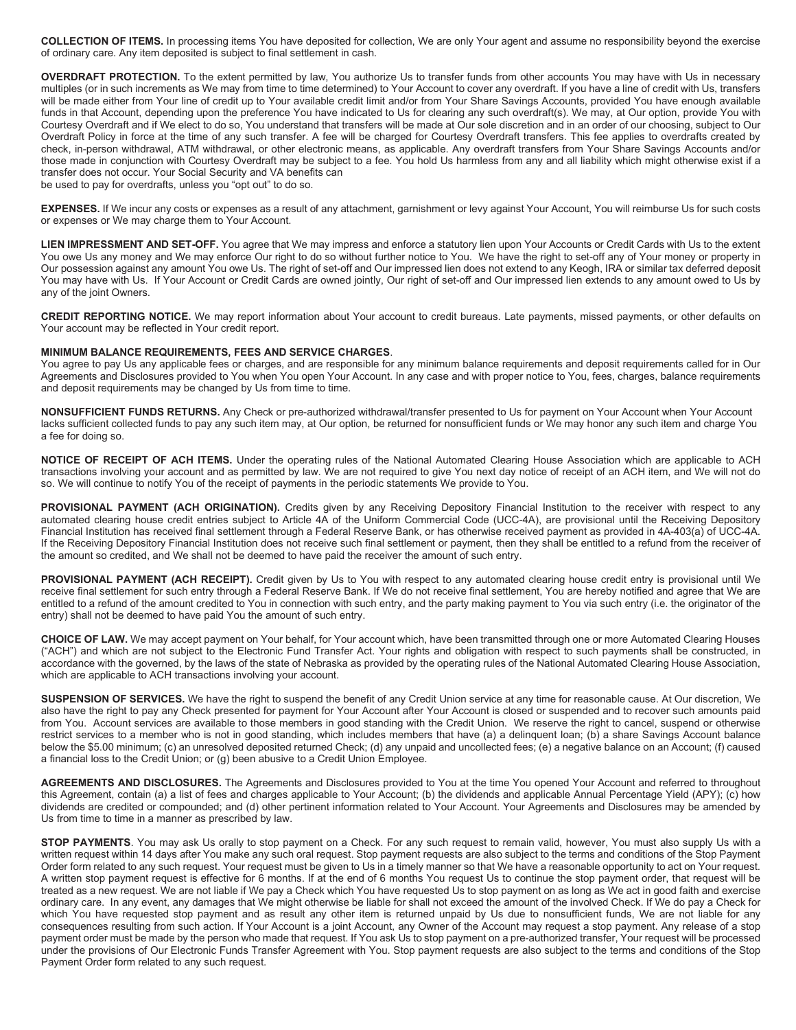**COLLECTION OF ITEMS.** In processing items You have deposited for collection, We are only Your agent and assume no responsibility beyond the exercise of ordinary care. Any item deposited is subject to final settlement in cash.

**OVERDRAFT PROTECTION.** To the extent permitted by law, You authorize Us to transfer funds from other accounts You may have with Us in necessary multiples (or in such increments as We may from time to time determined) to Your Account to cover any overdraft. If you have a line of credit with Us, transfers will be made either from Your line of credit up to Your available credit limit and/or from Your Share Savings Accounts, provided You have enough available funds in that Account, depending upon the preference You have indicated to Us for clearing any such overdraft(s). We may, at Our option, provide You with Courtesy Overdraft and if We elect to do so, You understand that transfers will be made at Our sole discretion and in an order of our choosing, subject to Our Overdraft Policy in force at the time of any such transfer. A fee will be charged for Courtesy Overdraft transfers. This fee applies to overdrafts created by check, in-person withdrawal, ATM withdrawal, or other electronic means, as applicable. Any overdraft transfers from Your Share Savings Accounts and/or those made in conjunction with Courtesy Overdraft may be subject to a fee. You hold Us harmless from any and all liability which might otherwise exist if a transfer does not occur. Your Social Security and VA benefits can be used to pay for overdrafts, unless you "opt out" to do so.

**EXPENSES.** If We incur any costs or expenses as a result of any attachment, garnishment or levy against Your Account, You will reimburse Us for such costs or expenses or We may charge them to Your Account.

**LIEN IMPRESSMENT AND SET-OFF.** You agree that We may impress and enforce a statutory lien upon Your Accounts or Credit Cards with Us to the extent You owe Us any money and We may enforce Our right to do so without further notice to You. We have the right to set-off any of Your money or property in Our possession against any amount You owe Us. The right of set-off and Our impressed lien does not extend to any Keogh, IRA or similar tax deferred deposit You may have with Us. If Your Account or Credit Cards are owned jointly, Our right of set-off and Our impressed lien extends to any amount owed to Us by any of the joint Owners.

**CREDIT REPORTING NOTICE.** We may report information about Your account to credit bureaus. Late payments, missed payments, or other defaults on Your account may be reflected in Your credit report.

**MINIMUM BALANCE REQUIREMENTS, FEES AND SERVICE CHARGES**.
You agree to pay Us any applicable fees or charges, and are responsible for any minimum balance requirements and deposit requirements called for in Our Agreements and Disclosures provided to You when You open Your Account. In any case and with proper notice to You, fees, charges, balance requirements and deposit requirements may be changed by Us from time to time.

**NONSUFFICIENT FUNDS RETURNS.** Any Check or pre-authorized withdrawal/transfer presented to Us for payment on Your Account when Your Account lacks sufficient collected funds to pay any such item may, at Our option, be returned for nonsufficient funds or We may honor any such item and charge You a fee for doing so.

**NOTICE OF RECEIPT OF ACH ITEMS.** Under the operating rules of the National Automated Clearing House Association which are applicable to ACH transactions involving your account and as permitted by law. We are not required to give You next day notice of receipt of an ACH item, and We will not do so. We will continue to notify You of the receipt of payments in the periodic statements We provide to You.

**PROVISIONAL PAYMENT (ACH ORIGINATION).** Credits given by any Receiving Depository Financial Institution to the receiver with respect to any automated clearing house credit entries subject to Article 4A of the Uniform Commercial Code (UCC-4A), are provisional until the Receiving Depository Financial Institution has received final settlement through a Federal Reserve Bank, or has otherwise received payment as provided in 4A-403(a) of UCC-4A. If the Receiving Depository Financial Institution does not receive such final settlement or payment, then they shall be entitled to a refund from the receiver of the amount so credited, and We shall not be deemed to have paid the receiver the amount of such entry.

**PROVISIONAL PAYMENT (ACH RECEIPT).** Credit given by Us to You with respect to any automated clearing house credit entry is provisional until We receive final settlement for such entry through a Federal Reserve Bank. If We do not receive final settlement, You are hereby notified and agree that We are entitled to a refund of the amount credited to You in connection with such entry, and the party making payment to You via such entry (i.e. the originator of the entry) shall not be deemed to have paid You the amount of such entry.

**CHOICE OF LAW.** We may accept payment on Your behalf, for Your account which, have been transmitted through one or more Automated Clearing Houses ("ACH") and which are not subject to the Electronic Fund Transfer Act. Your rights and obligation with respect to such payments shall be constructed, in accordance with the governed, by the laws of the state of Nebraska as provided by the operating rules of the National Automated Clearing House Association, which are applicable to ACH transactions involving your account.

**SUSPENSION OF SERVICES.** We have the right to suspend the benefit of any Credit Union service at any time for reasonable cause. At Our discretion, We also have the right to pay any Check presented for payment for Your Account after Your Account is closed or suspended and to recover such amounts paid from You. Account services are available to those members in good standing with the Credit Union. We reserve the right to cancel, suspend or otherwise restrict services to a member who is not in good standing, which includes members that have (a) a delinquent loan; (b) a share Savings Account balance below the $5.00 minimum; (c) an unresolved deposited returned Check; (d) any unpaid and uncollected fees; (e) a negative balance on an Account; (f) caused a financial loss to the Credit Union; or (g) been abusive to a Credit Union Employee.

**AGREEMENTS AND DISCLOSURES.** The Agreements and Disclosures provided to You at the time You opened Your Account and referred to throughout this Agreement, contain (a) a list of fees and charges applicable to Your Account; (b) the dividends and applicable Annual Percentage Yield (APY); (c) how dividends are credited or compounded; and (d) other pertinent information related to Your Account. Your Agreements and Disclosures may be amended by Us from time to time in a manner as prescribed by law.

**STOP PAYMENTS**. You may ask Us orally to stop payment on a Check. For any such request to remain valid, however, You must also supply Us with a written request within 14 days after You make any such oral request. Stop payment requests are also subject to the terms and conditions of the Stop Payment Order form related to any such request. Your request must be given to Us in a timely manner so that We have a reasonable opportunity to act on Your request. A written stop payment request is effective for 6 months. If at the end of 6 months You request Us to continue the stop payment order, that request will be treated as a new request. We are not liable if We pay a Check which You have requested Us to stop payment on as long as We act in good faith and exercise ordinary care. In any event, any damages that We might otherwise be liable for shall not exceed the amount of the involved Check. If We do pay a Check for which You have requested stop payment and as result any other item is returned unpaid by Us due to nonsufficient funds, We are not liable for any consequences resulting from such action. If Your Account is a joint Account, any Owner of the Account may request a stop payment. Any release of a stop payment order must be made by the person who made that request. If You ask Us to stop payment on a pre-authorized transfer, Your request will be processed under the provisions of Our Electronic Funds Transfer Agreement with You. Stop payment requests are also subject to the terms and conditions of the Stop Payment Order form related to any such request.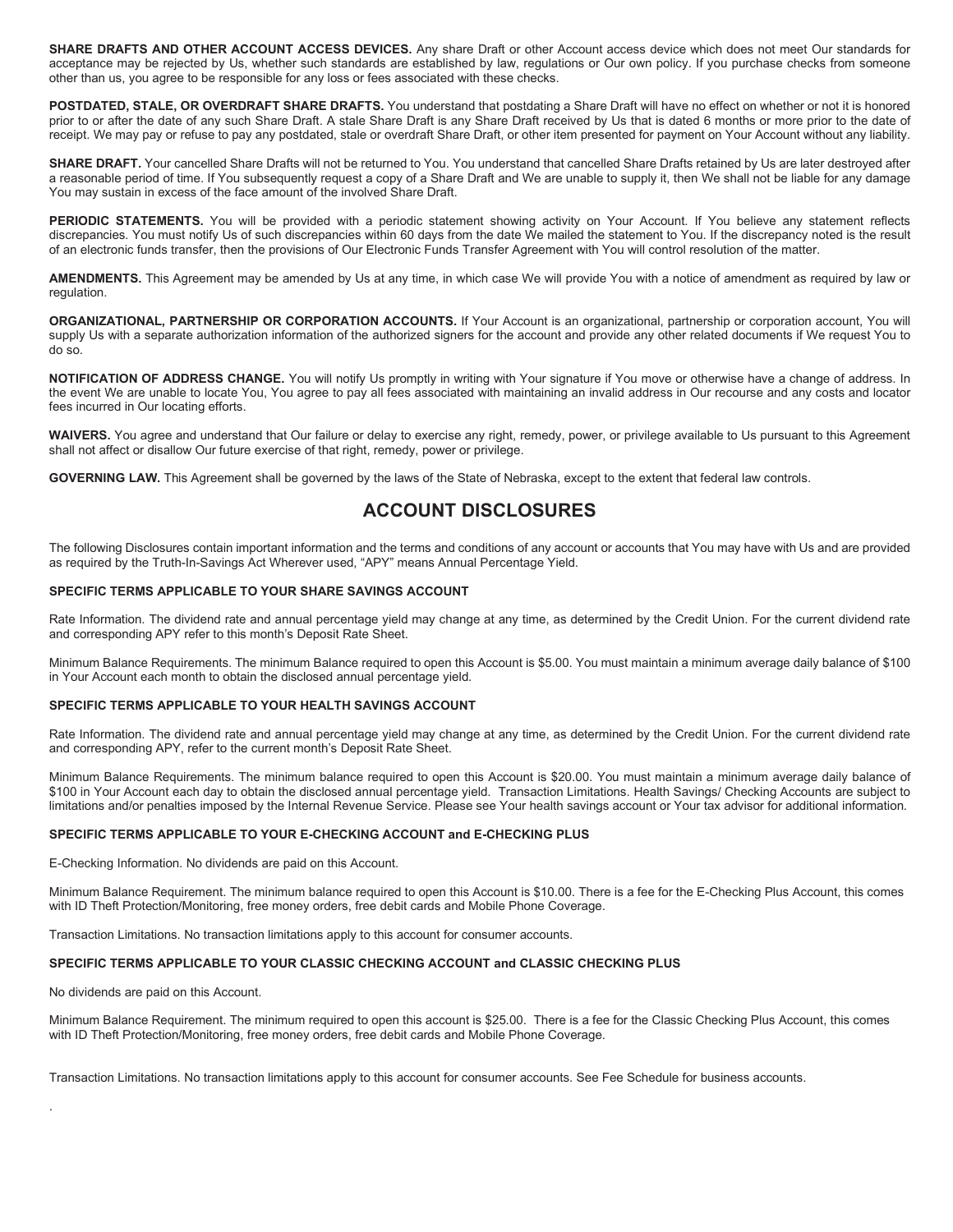**SHARE DRAFTS AND OTHER ACCOUNT ACCESS DEVICES.** Any share Draft or other Account access device which does not meet Our standards for acceptance may be rejected by Us, whether such standards are established by law, regulations or Our own policy. If you purchase checks from someone other than us, you agree to be responsible for any loss or fees associated with these checks.

**POSTDATED, STALE, OR OVERDRAFT SHARE DRAFTS.** You understand that postdating a Share Draft will have no effect on whether or not it is honored prior to or after the date of any such Share Draft. A stale Share Draft is any Share Draft received by Us that is dated 6 months or more prior to the date of receipt. We may pay or refuse to pay any postdated, stale or overdraft Share Draft, or other item presented for payment on Your Account without any liability.

**SHARE DRAFT.** Your cancelled Share Drafts will not be returned to You. You understand that cancelled Share Drafts retained by Us are later destroyed after a reasonable period of time. If You subsequently request a copy of a Share Draft and We are unable to supply it, then We shall not be liable for any damage You may sustain in excess of the face amount of the involved Share Draft.

**PERIODIC STATEMENTS.** You will be provided with a periodic statement showing activity on Your Account. If You believe any statement reflects discrepancies. You must notify Us of such discrepancies within 60 days from the date We mailed the statement to You. If the discrepancy noted is the result of an electronic funds transfer, then the provisions of Our Electronic Funds Transfer Agreement with You will control resolution of the matter.

**AMENDMENTS.** This Agreement may be amended by Us at any time, in which case We will provide You with a notice of amendment as required by law or regulation.

**ORGANIZATIONAL, PARTNERSHIP OR CORPORATION ACCOUNTS.** If Your Account is an organizational, partnership or corporation account, You will supply Us with a separate authorization information of the authorized signers for the account and provide any other related documents if We request You to do so.

**NOTIFICATION OF ADDRESS CHANGE.** You will notify Us promptly in writing with Your signature if You move or otherwise have a change of address. In the event We are unable to locate You, You agree to pay all fees associated with maintaining an invalid address in Our recourse and any costs and locator fees incurred in Our locating efforts.

**WAIVERS.** You agree and understand that Our failure or delay to exercise any right, remedy, power, or privilege available to Us pursuant to this Agreement shall not affect or disallow Our future exercise of that right, remedy, power or privilege.

**GOVERNING LAW.** This Agreement shall be governed by the laws of the State of Nebraska, except to the extent that federal law controls.

## ACCOUNT DISCLOSURES

The following Disclosures contain important information and the terms and conditions of any account or accounts that You may have with Us and are provided as required by the Truth-In-Savings Act Wherever used, "APY" means Annual Percentage Yield.

### SPECIFIC TERMS APPLICABLE TO YOUR SHARE SAVINGS ACCOUNT

Rate Information. The dividend rate and annual percentage yield may change at any time, as determined by the Credit Union. For the current dividend rate and corresponding APY refer to this month's Deposit Rate Sheet.

Minimum Balance Requirements. The minimum Balance required to open this Account is $5.00. You must maintain a minimum average daily balance of $100 in Your Account each month to obtain the disclosed annual percentage yield.

### SPECIFIC TERMS APPLICABLE TO YOUR HEALTH SAVINGS ACCOUNT

Rate Information. The dividend rate and annual percentage yield may change at any time, as determined by the Credit Union. For the current dividend rate and corresponding APY, refer to the current month's Deposit Rate Sheet.

Minimum Balance Requirements. The minimum balance required to open this Account is $20.00. You must maintain a minimum average daily balance of $100 in Your Account each day to obtain the disclosed annual percentage yield. Transaction Limitations. Health Savings/ Checking Accounts are subject to limitations and/or penalties imposed by the Internal Revenue Service. Please see Your health savings account or Your tax advisor for additional information.

### SPECIFIC TERMS APPLICABLE TO YOUR E-CHECKING ACCOUNT and E-CHECKING PLUS

E-Checking Information. No dividends are paid on this Account.

Minimum Balance Requirement. The minimum balance required to open this Account is $10.00. There is a fee for the E-Checking Plus Account, this comes with ID Theft Protection/Monitoring, free money orders, free debit cards and Mobile Phone Coverage.

Transaction Limitations. No transaction limitations apply to this account for consumer accounts.

### SPECIFIC TERMS APPLICABLE TO YOUR CLASSIC CHECKING ACCOUNT and CLASSIC CHECKING PLUS

No dividends are paid on this Account.

Minimum Balance Requirement. The minimum required to open this account is $25.00. There is a fee for the Classic Checking Plus Account, this comes with ID Theft Protection/Monitoring, free money orders, free debit cards and Mobile Phone Coverage.

Transaction Limitations. No transaction limitations apply to this account for consumer accounts. See Fee Schedule for business accounts.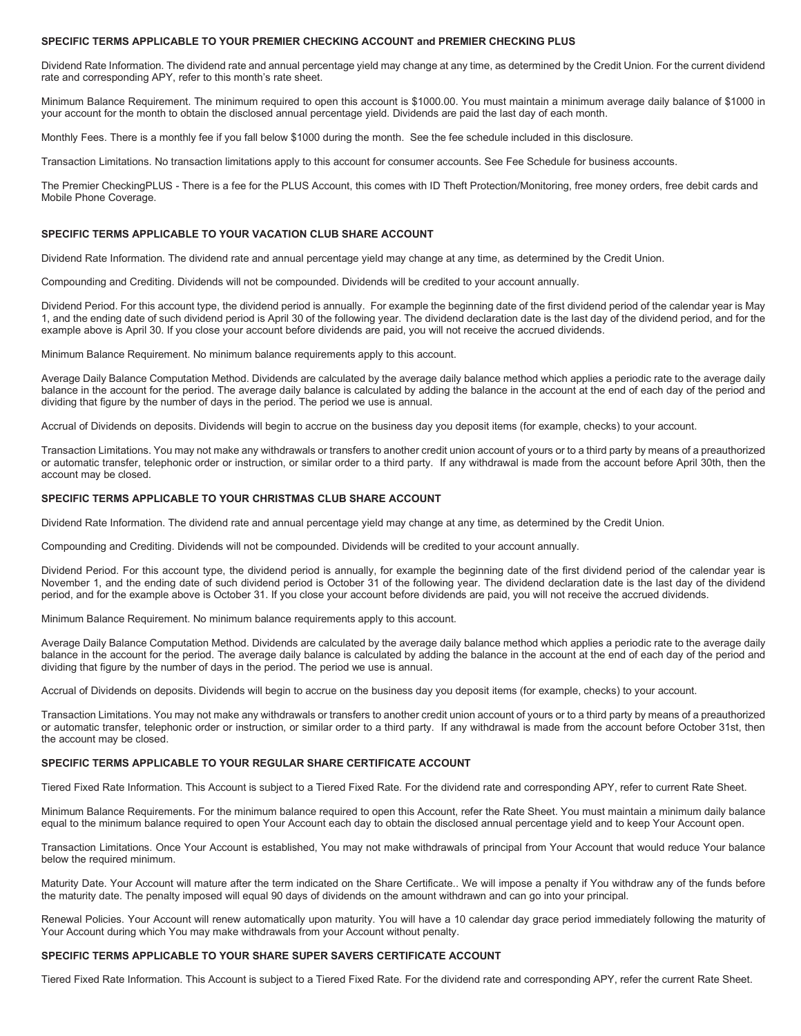### SPECIFIC TERMS APPLICABLE TO YOUR PREMIER CHECKING ACCOUNT and PREMIER CHECKING PLUS

Dividend Rate Information. The dividend rate and annual percentage yield may change at any time, as determined by the Credit Union. For the current dividend rate and corresponding APY, refer to this month's rate sheet.

Minimum Balance Requirement. The minimum required to open this account is $1000.00. You must maintain a minimum average daily balance of $1000 in your account for the month to obtain the disclosed annual percentage yield. Dividends are paid the last day of each month.

Monthly Fees. There is a monthly fee if you fall below $1000 during the month. See the fee schedule included in this disclosure.

Transaction Limitations. No transaction limitations apply to this account for consumer accounts. See Fee Schedule for business accounts.

The Premier CheckingPLUS - There is a fee for the PLUS Account, this comes with ID Theft Protection/Monitoring, free money orders, free debit cards and Mobile Phone Coverage.

### SPECIFIC TERMS APPLICABLE TO YOUR VACATION CLUB SHARE ACCOUNT

Dividend Rate Information. The dividend rate and annual percentage yield may change at any time, as determined by the Credit Union.

Compounding and Crediting. Dividends will not be compounded. Dividends will be credited to your account annually.

Dividend Period. For this account type, the dividend period is annually. For example the beginning date of the first dividend period of the calendar year is May 1, and the ending date of such dividend period is April 30 of the following year. The dividend declaration date is the last day of the dividend period, and for the example above is April 30. If you close your account before dividends are paid, you will not receive the accrued dividends.

Minimum Balance Requirement. No minimum balance requirements apply to this account.

Average Daily Balance Computation Method. Dividends are calculated by the average daily balance method which applies a periodic rate to the average daily balance in the account for the period. The average daily balance is calculated by adding the balance in the account at the end of each day of the period and dividing that figure by the number of days in the period. The period we use is annual.

Accrual of Dividends on deposits. Dividends will begin to accrue on the business day you deposit items (for example, checks) to your account.

Transaction Limitations. You may not make any withdrawals or transfers to another credit union account of yours or to a third party by means of a preauthorized or automatic transfer, telephonic order or instruction, or similar order to a third party. If any withdrawal is made from the account before April 30th, then the account may be closed.

### SPECIFIC TERMS APPLICABLE TO YOUR CHRISTMAS CLUB SHARE ACCOUNT

Dividend Rate Information. The dividend rate and annual percentage yield may change at any time, as determined by the Credit Union.

Compounding and Crediting. Dividends will not be compounded. Dividends will be credited to your account annually.

Dividend Period. For this account type, the dividend period is annually, for example the beginning date of the first dividend period of the calendar year is November 1, and the ending date of such dividend period is October 31 of the following year. The dividend declaration date is the last day of the dividend period, and for the example above is October 31. If you close your account before dividends are paid, you will not receive the accrued dividends.

Minimum Balance Requirement. No minimum balance requirements apply to this account.

Average Daily Balance Computation Method. Dividends are calculated by the average daily balance method which applies a periodic rate to the average daily balance in the account for the period. The average daily balance is calculated by adding the balance in the account at the end of each day of the period and dividing that figure by the number of days in the period. The period we use is annual.

Accrual of Dividends on deposits. Dividends will begin to accrue on the business day you deposit items (for example, checks) to your account.

Transaction Limitations. You may not make any withdrawals or transfers to another credit union account of yours or to a third party by means of a preauthorized or automatic transfer, telephonic order or instruction, or similar order to a third party. If any withdrawal is made from the account before October 31st, then the account may be closed.

### SPECIFIC TERMS APPLICABLE TO YOUR REGULAR SHARE CERTIFICATE ACCOUNT

Tiered Fixed Rate Information. This Account is subject to a Tiered Fixed Rate. For the dividend rate and corresponding APY, refer to current Rate Sheet.

Minimum Balance Requirements. For the minimum balance required to open this Account, refer the Rate Sheet. You must maintain a minimum daily balance equal to the minimum balance required to open Your Account each day to obtain the disclosed annual percentage yield and to keep Your Account open.

Transaction Limitations. Once Your Account is established, You may not make withdrawals of principal from Your Account that would reduce Your balance below the required minimum.

Maturity Date. Your Account will mature after the term indicated on the Share Certificate.. We will impose a penalty if You withdraw any of the funds before the maturity date. The penalty imposed will equal 90 days of dividends on the amount withdrawn and can go into your principal.

Renewal Policies. Your Account will renew automatically upon maturity. You will have a 10 calendar day grace period immediately following the maturity of Your Account during which You may make withdrawals from your Account without penalty.

### SPECIFIC TERMS APPLICABLE TO YOUR SHARE SUPER SAVERS CERTIFICATE ACCOUNT

Tiered Fixed Rate Information. This Account is subject to a Tiered Fixed Rate. For the dividend rate and corresponding APY, refer the current Rate Sheet.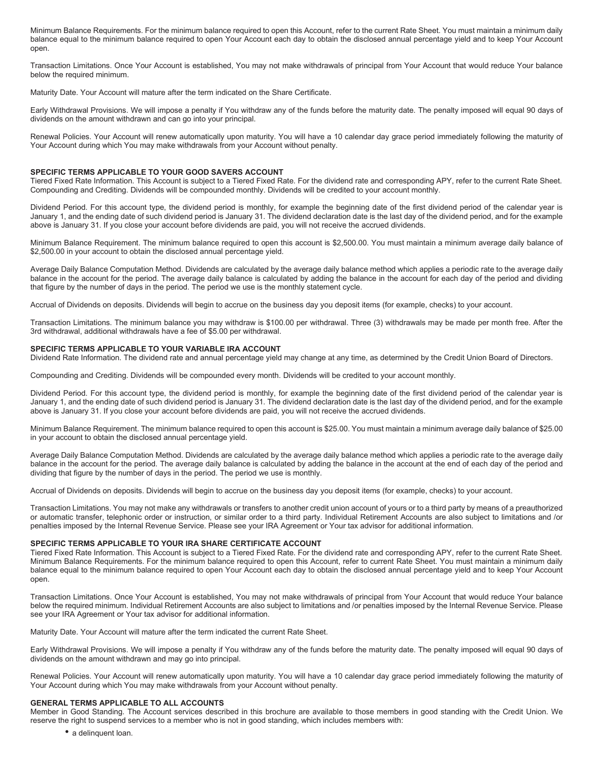Minimum Balance Requirements. For the minimum balance required to open this Account, refer to the current Rate Sheet. You must maintain a minimum daily balance equal to the minimum balance required to open Your Account each day to obtain the disclosed annual percentage yield and to keep Your Account open.

Transaction Limitations. Once Your Account is established, You may not make withdrawals of principal from Your Account that would reduce Your balance below the required minimum.

Maturity Date. Your Account will mature after the term indicated on the Share Certificate.

Early Withdrawal Provisions. We will impose a penalty if You withdraw any of the funds before the maturity date. The penalty imposed will equal 90 days of dividends on the amount withdrawn and can go into your principal.

Renewal Policies. Your Account will renew automatically upon maturity. You will have a 10 calendar day grace period immediately following the maturity of Your Account during which You may make withdrawals from your Account without penalty.

**SPECIFIC TERMS APPLICABLE TO YOUR GOOD SAVERS ACCOUNT**

Tiered Fixed Rate Information. This Account is subject to a Tiered Fixed Rate. For the dividend rate and corresponding APY, refer to the current Rate Sheet.
Compounding and Crediting. Dividends will be compounded monthly. Dividends will be credited to your account monthly.

Dividend Period. For this account type, the dividend period is monthly, for example the beginning date of the first dividend period of the calendar year is January 1, and the ending date of such dividend period is January 31. The dividend declaration date is the last day of the dividend period, and for the example above is January 31. If you close your account before dividends are paid, you will not receive the accrued dividends.

Minimum Balance Requirement. The minimum balance required to open this account is $2,500.00. You must maintain a minimum average daily balance of $2,500.00 in your account to obtain the disclosed annual percentage yield.

Average Daily Balance Computation Method. Dividends are calculated by the average daily balance method which applies a periodic rate to the average daily balance in the account for the period. The average daily balance is calculated by adding the balance in the account for each day of the period and dividing that figure by the number of days in the period. The period we use is the monthly statement cycle.

Accrual of Dividends on deposits. Dividends will begin to accrue on the business day you deposit items (for example, checks) to your account.

Transaction Limitations. The minimum balance you may withdraw is $100.00 per withdrawal. Three (3) withdrawals may be made per month free. After the 3rd withdrawal, additional withdrawals have a fee of $5.00 per withdrawal.

**SPECIFIC TERMS APPLICABLE TO YOUR VARIABLE IRA ACCOUNT**

Dividend Rate Information. The dividend rate and annual percentage yield may change at any time, as determined by the Credit Union Board of Directors.

Compounding and Crediting. Dividends will be compounded every month. Dividends will be credited to your account monthly.

Dividend Period. For this account type, the dividend period is monthly, for example the beginning date of the first dividend period of the calendar year is January 1, and the ending date of such dividend period is January 31. The dividend declaration date is the last day of the dividend period, and for the example above is January 31. If you close your account before dividends are paid, you will not receive the accrued dividends.

Minimum Balance Requirement. The minimum balance required to open this account is $25.00. You must maintain a minimum average daily balance of $25.00 in your account to obtain the disclosed annual percentage yield.

Average Daily Balance Computation Method. Dividends are calculated by the average daily balance method which applies a periodic rate to the average daily balance in the account for the period. The average daily balance is calculated by adding the balance in the account at the end of each day of the period and dividing that figure by the number of days in the period. The period we use is monthly.

Accrual of Dividends on deposits. Dividends will begin to accrue on the business day you deposit items (for example, checks) to your account.

Transaction Limitations. You may not make any withdrawals or transfers to another credit union account of yours or to a third party by means of a preauthorized or automatic transfer, telephonic order or instruction, or similar order to a third party. Individual Retirement Accounts are also subject to limitations and /or penalties imposed by the Internal Revenue Service. Please see your IRA Agreement or Your tax advisor for additional information.

**SPECIFIC TERMS APPLICABLE TO YOUR IRA SHARE CERTIFICATE ACCOUNT**

Tiered Fixed Rate Information. This Account is subject to a Tiered Fixed Rate. For the dividend rate and corresponding APY, refer to the current Rate Sheet.
Minimum Balance Requirements. For the minimum balance required to open this Account, refer to current Rate Sheet. You must maintain a minimum daily balance equal to the minimum balance required to open Your Account each day to obtain the disclosed annual percentage yield and to keep Your Account open.

Transaction Limitations. Once Your Account is established, You may not make withdrawals of principal from Your Account that would reduce Your balance below the required minimum. Individual Retirement Accounts are also subject to limitations and /or penalties imposed by the Internal Revenue Service. Please see your IRA Agreement or Your tax advisor for additional information.

Maturity Date. Your Account will mature after the term indicated the current Rate Sheet.

Early Withdrawal Provisions. We will impose a penalty if You withdraw any of the funds before the maturity date. The penalty imposed will equal 90 days of dividends on the amount withdrawn and may go into principal.

Renewal Policies. Your Account will renew automatically upon maturity. You will have a 10 calendar day grace period immediately following the maturity of Your Account during which You may make withdrawals from your Account without penalty.

**GENERAL TERMS APPLICABLE TO ALL ACCOUNTS**

Member in Good Standing. The Account services described in this brochure are available to those members in good standing with the Credit Union. We reserve the right to suspend services to a member who is not in good standing, which includes members with:

- a delinquent loan.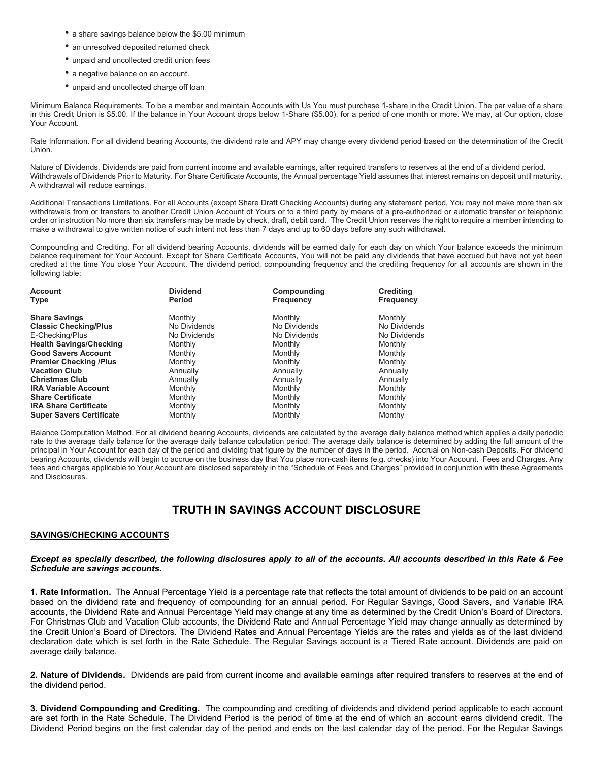- a share savings balance below the $5.00 minimum
- an unresolved deposited returned check
- unpaid and uncollected credit union fees
- a negative balance on an account.
- unpaid and uncollected charge off loan

Minimum Balance Requirements. To be a member and maintain Accounts with Us You must purchase 1-share in the Credit Union. The par value of a share in this Credit Union is $5.00. If the balance in Your Account drops below 1-Share ($5.00), for a period of one month or more. We may, at Our option, close Your Account.

Rate Information. For all dividend bearing Accounts, the dividend rate and APY may change every dividend period based on the determination of the Credit Union.

Nature of Dividends. Dividends are paid from current income and available earnings, after required transfers to reserves at the end of a dividend period. Withdrawals of Dividends Prior to Maturity. For Share Certificate Accounts, the Annual percentage Yield assumes that interest remains on deposit until maturity. A withdrawal will reduce earnings.

Additional Transactions Limitations. For all Accounts (except Share Draft Checking Accounts) during any statement period, You may not make more than six withdrawals from or transfers to another Credit Union Account of Yours or to a third party by means of a pre-authorized or automatic transfer or telephonic order or instruction No more than six transfers may be made by check, draft, debit card. The Credit Union reserves the right to require a member intending to make a withdrawal to give written notice of such intent not less than 7 days and up to 60 days before any such withdrawal.

Compounding and Crediting. For all dividend bearing Accounts, dividends will be earned daily for each day on which Your balance exceeds the minimum balance requirement for Your Account. Except for Share Certificate Accounts, You will not be paid any dividends that have accrued but have not yet been credited at the time You close Your Account. The dividend period, compounding frequency and the crediting frequency for all accounts are shown in the following table:

| Account Type | Dividend Period | Compounding Frequency | Crediting Frequency |
|---|---|---|---|
| **Share Savings** | Monthly | Monthly | Monthly |
| **Classic Checking/Plus** | No Dividends | No Dividends | No Dividends |
| E-Checking/Plus | No Dividends | No Dividends | No Dividends |
| **Health Savings/Checking** | Monthly | Monthly | Monthly |
| **Good Savers Account** | Monthly | Monthly | Monthly |
| **Premier Checking /Plus** | Monthly | Monthly | Monthly |
| **Vacation Club** | Annually | Annually | Annually |
| **Christmas Club** | Annually | Annually | Annually |
| **IRA Variable Account** | Monthly | Monthly | Monthly |
| **Share Certificate** | Monthly | Monthly | Monthly |
| **IRA Share Certificate** | Monthly | Monthly | Monthly |
| **Super Savers Certificate** | Monthly | Monthly | Monthy |

Balance Computation Method. For all dividend bearing Accounts, dividends are calculated by the average daily balance method which applies a daily periodic rate to the average daily balance for the average daily balance calculation period. The average daily balance is determined by adding the full amount of the principal in Your Account for each day of the period and dividing that figure by the number of days in the period. Accrual on Non-cash Deposits. For dividend bearing Accounts, dividends will begin to accrue on the business day that You place non-cash items (e.g. checks) into Your Account. Fees and Charges. Any fees and charges applicable to Your Account are disclosed separately in the "Schedule of Fees and Charges" provided in conjunction with these Agreements and Disclosures.

# TRUTH IN SAVINGS ACCOUNT DISCLOSURE

## SAVINGS/CHECKING ACCOUNTS

***Except as specially described, the following disclosures apply to all of the accounts. All accounts described in this Rate & Fee Schedule are savings accounts.***

**1. Rate Information.** The Annual Percentage Yield is a percentage rate that reflects the total amount of dividends to be paid on an account based on the dividend rate and frequency of compounding for an annual period. For Regular Savings, Good Savers, and Variable IRA accounts, the Dividend Rate and Annual Percentage Yield may change at any time as determined by the Credit Union's Board of Directors. For Christmas Club and Vacation Club accounts, the Dividend Rate and Annual Percentage Yield may change annually as determined by the Credit Union's Board of Directors. The Dividend Rates and Annual Percentage Yields are the rates and yields as of the last dividend declaration date which is set forth in the Rate Schedule. The Regular Savings account is a Tiered Rate account. Dividends are paid on average daily balance.

**2. Nature of Dividends.** Dividends are paid from current income and available earnings after required transfers to reserves at the end of the dividend period.

**3. Dividend Compounding and Crediting.** The compounding and crediting of dividends and dividend period applicable to each account are set forth in the Rate Schedule. The Dividend Period is the period of time at the end of which an account earns dividend credit. The Dividend Period begins on the first calendar day of the period and ends on the last calendar day of the period. For the Regular Savings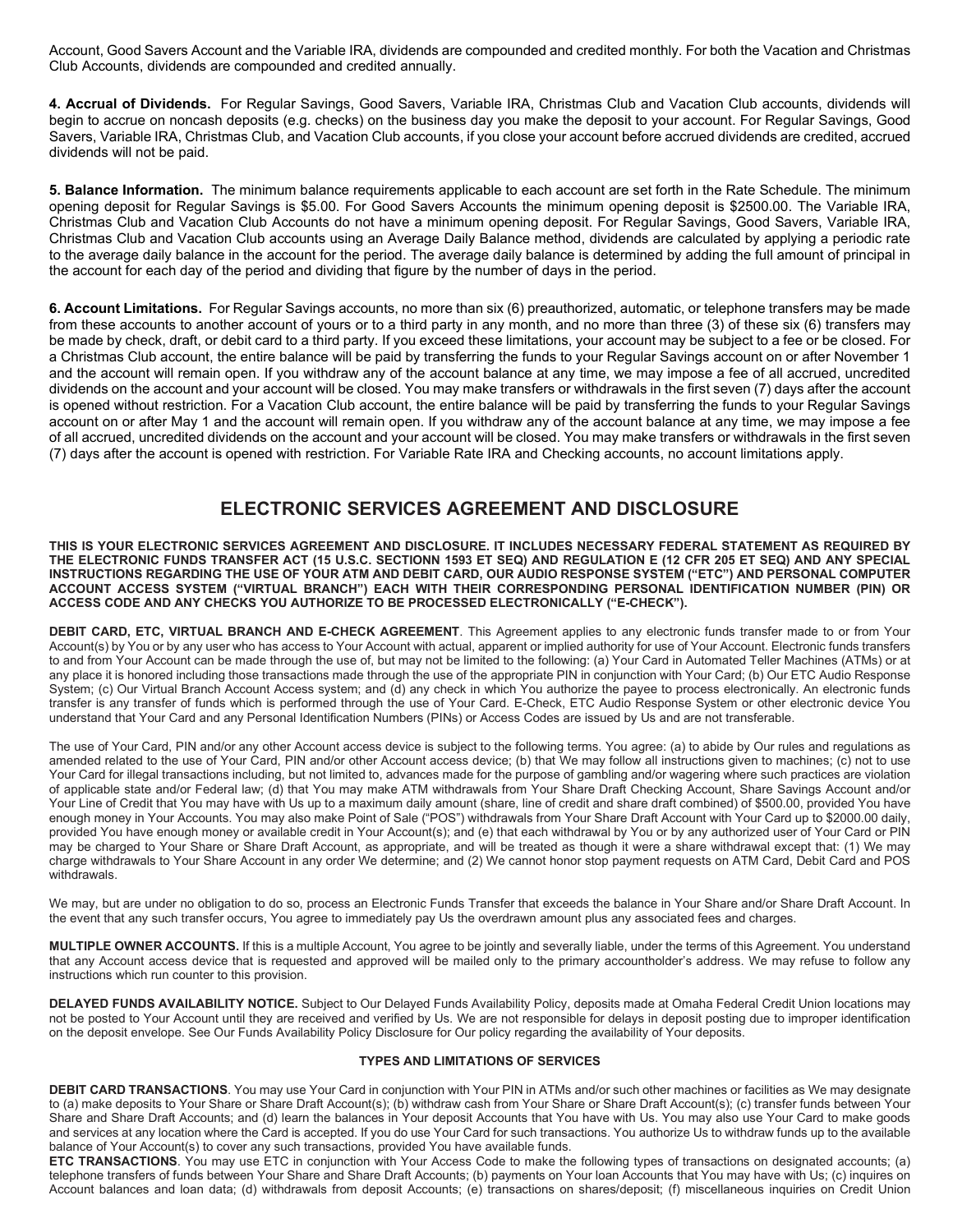Account, Good Savers Account and the Variable IRA, dividends are compounded and credited monthly. For both the Vacation and Christmas Club Accounts, dividends are compounded and credited annually.

**4. Accrual of Dividends.** For Regular Savings, Good Savers, Variable IRA, Christmas Club and Vacation Club accounts, dividends will begin to accrue on noncash deposits (e.g. checks) on the business day you make the deposit to your account. For Regular Savings, Good Savers, Variable IRA, Christmas Club, and Vacation Club accounts, if you close your account before accrued dividends are credited, accrued dividends will not be paid.

**5. Balance Information.** The minimum balance requirements applicable to each account are set forth in the Rate Schedule. The minimum opening deposit for Regular Savings is $5.00. For Good Savers Accounts the minimum opening deposit is $2500.00. The Variable IRA, Christmas Club and Vacation Club Accounts do not have a minimum opening deposit. For Regular Savings, Good Savers, Variable IRA, Christmas Club and Vacation Club accounts using an Average Daily Balance method, dividends are calculated by applying a periodic rate to the average daily balance in the account for the period. The average daily balance is determined by adding the full amount of principal in the account for each day of the period and dividing that figure by the number of days in the period.

**6. Account Limitations.** For Regular Savings accounts, no more than six (6) preauthorized, automatic, or telephone transfers may be made from these accounts to another account of yours or to a third party in any month, and no more than three (3) of these six (6) transfers may be made by check, draft, or debit card to a third party. If you exceed these limitations, your account may be subject to a fee or be closed. For a Christmas Club account, the entire balance will be paid by transferring the funds to your Regular Savings account on or after November 1 and the account will remain open. If you withdraw any of the account balance at any time, we may impose a fee of all accrued, uncredited dividends on the account and your account will be closed. You may make transfers or withdrawals in the first seven (7) days after the account is opened without restriction. For a Vacation Club account, the entire balance will be paid by transferring the funds to your Regular Savings account on or after May 1 and the account will remain open. If you withdraw any of the account balance at any time, we may impose a fee of all accrued, uncredited dividends on the account and your account will be closed. You may make transfers or withdrawals in the first seven (7) days after the account is opened with restriction. For Variable Rate IRA and Checking accounts, no account limitations apply.

## ELECTRONIC SERVICES AGREEMENT AND DISCLOSURE

**THIS IS YOUR ELECTRONIC SERVICES AGREEMENT AND DISCLOSURE. IT INCLUDES NECESSARY FEDERAL STATEMENT AS REQUIRED BY THE ELECTRONIC FUNDS TRANSFER ACT (15 U.S.C. SECTIONN 1593 ET SEQ) AND REGULATION E (12 CFR 205 ET SEQ) AND ANY SPECIAL INSTRUCTIONS REGARDING THE USE OF YOUR ATM AND DEBIT CARD, OUR AUDIO RESPONSE SYSTEM ("ETC") AND PERSONAL COMPUTER ACCOUNT ACCESS SYSTEM ("VIRTUAL BRANCH") EACH WITH THEIR CORRESPONDING PERSONAL IDENTIFICATION NUMBER (PIN) OR ACCESS CODE AND ANY CHECKS YOU AUTHORIZE TO BE PROCESSED ELECTRONICALLY ("E-CHECK").**

**DEBIT CARD, ETC, VIRTUAL BRANCH AND E-CHECK AGREEMENT**. This Agreement applies to any electronic funds transfer made to or from Your Account(s) by You or by any user who has access to Your Account with actual, apparent or implied authority for use of Your Account. Electronic funds transfers to and from Your Account can be made through the use of, but may not be limited to the following: (a) Your Card in Automated Teller Machines (ATMs) or at any place it is honored including those transactions made through the use of the appropriate PIN in conjunction with Your Card; (b) Our ETC Audio Response System; (c) Our Virtual Branch Account Access system; and (d) any check in which You authorize the payee to process electronically. An electronic funds transfer is any transfer of funds which is performed through the use of Your Card. E-Check, ETC Audio Response System or other electronic device You understand that Your Card and any Personal Identification Numbers (PINs) or Access Codes are issued by Us and are not transferable.

The use of Your Card, PIN and/or any other Account access device is subject to the following terms. You agree: (a) to abide by Our rules and regulations as amended related to the use of Your Card, PIN and/or other Account access device; (b) that We may follow all instructions given to machines; (c) not to use Your Card for illegal transactions including, but not limited to, advances made for the purpose of gambling and/or wagering where such practices are violation of applicable state and/or Federal law; (d) that You may make ATM withdrawals from Your Share Draft Checking Account, Share Savings Account and/or Your Line of Credit that You may have with Us up to a maximum daily amount (share, line of credit and share draft combined) of $500.00, provided You have enough money in Your Accounts. You may also make Point of Sale ("POS") withdrawals from Your Share Draft Account with Your Card up to $2000.00 daily, provided You have enough money or available credit in Your Account(s); and (e) that each withdrawal by You or by any authorized user of Your Card or PIN may be charged to Your Share or Share Draft Account, as appropriate, and will be treated as though it were a share withdrawal except that: (1) We may charge withdrawals to Your Share Account in any order We determine; and (2) We cannot honor stop payment requests on ATM Card, Debit Card and POS withdrawals.

We may, but are under no obligation to do so, process an Electronic Funds Transfer that exceeds the balance in Your Share and/or Share Draft Account. In the event that any such transfer occurs, You agree to immediately pay Us the overdrawn amount plus any associated fees and charges.

**MULTIPLE OWNER ACCOUNTS.** If this is a multiple Account, You agree to be jointly and severally liable, under the terms of this Agreement. You understand that any Account access device that is requested and approved will be mailed only to the primary accountholder's address. We may refuse to follow any instructions which run counter to this provision.

**DELAYED FUNDS AVAILABILITY NOTICE.** Subject to Our Delayed Funds Availability Policy, deposits made at Omaha Federal Credit Union locations may not be posted to Your Account until they are received and verified by Us. We are not responsible for delays in deposit posting due to improper identification on the deposit envelope. See Our Funds Availability Policy Disclosure for Our policy regarding the availability of Your deposits.

### TYPES AND LIMITATIONS OF SERVICES

**DEBIT CARD TRANSACTIONS**. You may use Your Card in conjunction with Your PIN in ATMs and/or such other machines or facilities as We may designate to (a) make deposits to Your Share or Share Draft Account(s); (b) withdraw cash from Your Share or Share Draft Account(s); (c) transfer funds between Your Share and Share Draft Accounts; and (d) learn the balances in Your deposit Accounts that You have with Us. You may also use Your Card to make goods and services at any location where the Card is accepted. If you do use Your Card for such transactions. You authorize Us to withdraw funds up to the available balance of Your Account(s) to cover any such transactions, provided You have available funds.

**ETC TRANSACTIONS**. You may use ETC in conjunction with Your Access Code to make the following types of transactions on designated accounts; (a) telephone transfers of funds between Your Share and Share Draft Accounts; (b) payments on Your loan Accounts that You may have with Us; (c) inquires on Account balances and loan data; (d) withdrawals from deposit Accounts; (e) transactions on shares/deposit; (f) miscellaneous inquiries on Credit Union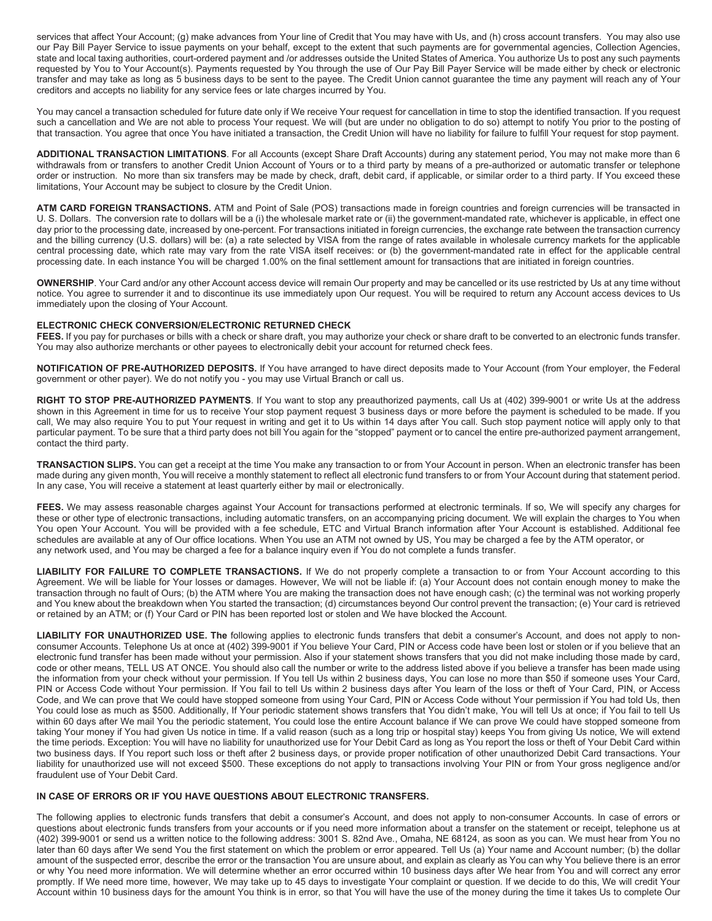services that affect Your Account; (g) make advances from Your line of Credit that You may have with Us, and (h) cross account transfers. You may also use our Pay Bill Payer Service to issue payments on your behalf, except to the extent that such payments are for governmental agencies, Collection Agencies, state and local taxing authorities, court-ordered payment and /or addresses outside the United States of America. You authorize Us to post any such payments requested by You to Your Account(s). Payments requested by You through the use of Our Pay Bill Payer Service will be made either by check or electronic transfer and may take as long as 5 business days to be sent to the payee. The Credit Union cannot guarantee the time any payment will reach any of Your creditors and accepts no liability for any service fees or late charges incurred by You.

You may cancel a transaction scheduled for future date only if We receive Your request for cancellation in time to stop the identified transaction. If you request such a cancellation and We are not able to process Your request. We will (but are under no obligation to do so) attempt to notify You prior to the posting of that transaction. You agree that once You have initiated a transaction, the Credit Union will have no liability for failure to fulfill Your request for stop payment.

**ADDITIONAL TRANSACTION LIMITATIONS**. For all Accounts (except Share Draft Accounts) during any statement period, You may not make more than 6 withdrawals from or transfers to another Credit Union Account of Yours or to a third party by means of a pre-authorized or automatic transfer or telephone order or instruction. No more than six transfers may be made by check, draft, debit card, if applicable, or similar order to a third party. If You exceed these limitations, Your Account may be subject to closure by the Credit Union.

**ATM CARD FOREIGN TRANSACTIONS.** ATM and Point of Sale (POS) transactions made in foreign countries and foreign currencies will be transacted in U. S. Dollars. The conversion rate to dollars will be a (i) the wholesale market rate or (ii) the government-mandated rate, whichever is applicable, in effect one day prior to the processing date, increased by one-percent. For transactions initiated in foreign currencies, the exchange rate between the transaction currency and the billing currency (U.S. dollars) will be: (a) a rate selected by VISA from the range of rates available in wholesale currency markets for the applicable central processing date, which rate may vary from the rate VISA itself receives: or (b) the government-mandated rate in effect for the applicable central processing date. In each instance You will be charged 1.00% on the final settlement amount for transactions that are initiated in foreign countries.

**OWNERSHIP**. Your Card and/or any other Account access device will remain Our property and may be cancelled or its use restricted by Us at any time without notice. You agree to surrender it and to discontinue its use immediately upon Our request. You will be required to return any Account access devices to Us immediately upon the closing of Your Account.

**ELECTRONIC CHECK CONVERSION/ELECTRONIC RETURNED CHECK**

**FEES.** If you pay for purchases or bills with a check or share draft, you may authorize your check or share draft to be converted to an electronic funds transfer. You may also authorize merchants or other payees to electronically debit your account for returned check fees.

**NOTIFICATION OF PRE-AUTHORIZED DEPOSITS.** If You have arranged to have direct deposits made to Your Account (from Your employer, the Federal government or other payer). We do not notify you - you may use Virtual Branch or call us.

**RIGHT TO STOP PRE-AUTHORIZED PAYMENTS**. If You want to stop any preauthorized payments, call Us at (402) 399-9001 or write Us at the address shown in this Agreement in time for us to receive Your stop payment request 3 business days or more before the payment is scheduled to be made. If you call, We may also require You to put Your request in writing and get it to Us within 14 days after You call. Such stop payment notice will apply only to that particular payment. To be sure that a third party does not bill You again for the "stopped" payment or to cancel the entire pre-authorized payment arrangement, contact the third party.

**TRANSACTION SLIPS.** You can get a receipt at the time You make any transaction to or from Your Account in person. When an electronic transfer has been made during any given month, You will receive a monthly statement to reflect all electronic fund transfers to or from Your Account during that statement period. In any case, You will receive a statement at least quarterly either by mail or electronically.

**FEES.** We may assess reasonable charges against Your Account for transactions performed at electronic terminals. If so, We will specify any charges for these or other type of electronic transactions, including automatic transfers, on an accompanying pricing document. We will explain the charges to You when You open Your Account. You will be provided with a fee schedule, ETC and Virtual Branch information after Your Account is established. Additional fee schedules are available at any of Our office locations. When You use an ATM not owned by US, You may be charged a fee by the ATM operator, or any network used, and You may be charged a fee for a balance inquiry even if You do not complete a funds transfer.

**LIABILITY FOR FAILURE TO COMPLETE TRANSACTIONS.** If We do not properly complete a transaction to or from Your Account according to this Agreement. We will be liable for Your losses or damages. However, We will not be liable if: (a) Your Account does not contain enough money to make the transaction through no fault of Ours; (b) the ATM where You are making the transaction does not have enough cash; (c) the terminal was not working properly and You knew about the breakdown when You started the transaction; (d) circumstances beyond Our control prevent the transaction; (e) Your card is retrieved or retained by an ATM; or (f) Your Card or PIN has been reported lost or stolen and We have blocked the Account.

**LIABILITY FOR UNAUTHORIZED USE. The** following applies to electronic funds transfers that debit a consumer's Account, and does not apply to non-consumer Accounts. Telephone Us at once at (402) 399-9001 if You believe Your Card, PIN or Access code have been lost or stolen or if you believe that an electronic fund transfer has been made without your permission. Also if your statement shows transfers that you did not make including those made by card, code or other means, TELL US AT ONCE. You should also call the number or write to the address listed above if you believe a transfer has been made using the information from your check without your permission. If You tell Us within 2 business days, You can lose no more than $50 if someone uses Your Card, PIN or Access Code without Your permission. If You fail to tell Us within 2 business days after You learn of the loss or theft of Your Card, PIN, or Access Code, and We can prove that We could have stopped someone from using Your Card, PIN or Access Code without Your permission if You had told Us, then You could lose as much as $500. Additionally, If Your periodic statement shows transfers that You didn't make, You will tell Us at once; if You fail to tell Us within 60 days after We mail You the periodic statement, You could lose the entire Account balance if We can prove We could have stopped someone from taking Your money if You had given Us notice in time. If a valid reason (such as a long trip or hospital stay) keeps You from giving Us notice, We will extend the time periods. Exception: You will have no liability for unauthorized use for Your Debit Card as long as You report the loss or theft of Your Debit Card within two business days. If You report such loss or theft after 2 business days, or provide proper notification of other unauthorized Debit Card transactions. Your liability for unauthorized use will not exceed $500. These exceptions do not apply to transactions involving Your PIN or from Your gross negligence and/or fraudulent use of Your Debit Card.

**IN CASE OF ERRORS OR IF YOU HAVE QUESTIONS ABOUT ELECTRONIC TRANSFERS.**

The following applies to electronic funds transfers that debit a consumer's Account, and does not apply to non-consumer Accounts. In case of errors or questions about electronic funds transfers from your accounts or if you need more information about a transfer on the statement or receipt, telephone us at (402) 399-9001 or send us a written notice to the following address: 3001 S. 82nd Ave., Omaha, NE 68124, as soon as you can. We must hear from You no later than 60 days after We send You the first statement on which the problem or error appeared. Tell Us (a) Your name and Account number; (b) the dollar amount of the suspected error, describe the error or the transaction You are unsure about, and explain as clearly as You can why You believe there is an error or why You need more information. We will determine whether an error occurred within 10 business days after We hear from You and will correct any error promptly. If We need more time, however, We may take up to 45 days to investigate Your complaint or question. If we decide to do this, We will credit Your Account within 10 business days for the amount You think is in error, so that You will have the use of the money during the time it takes Us to complete Our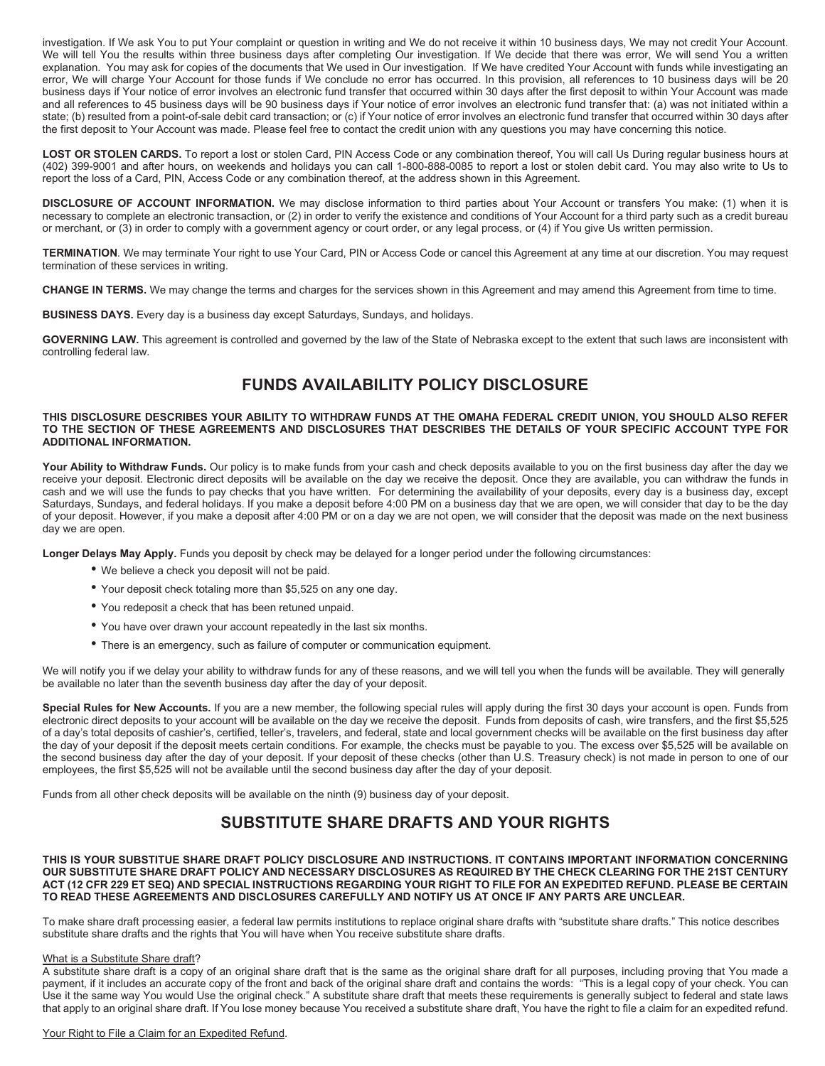investigation. If We ask You to put Your complaint or question in writing and We do not receive it within 10 business days, We may not credit Your Account. We will tell You the results within three business days after completing Our investigation. If We decide that there was error, We will send You a written explanation. You may ask for copies of the documents that We used in Our investigation. If We have credited Your Account with funds while investigating an error, We will charge Your Account for those funds if We conclude no error has occurred. In this provision, all references to 10 business days will be 20 business days if Your notice of error involves an electronic fund transfer that occurred within 30 days after the first deposit to within Your Account was made and all references to 45 business days will be 90 business days if Your notice of error involves an electronic fund transfer that: (a) was not initiated within a state; (b) resulted from a point-of-sale debit card transaction; or (c) if Your notice of error involves an electronic fund transfer that occurred within 30 days after the first deposit to Your Account was made. Please feel free to contact the credit union with any questions you may have concerning this notice.

**LOST OR STOLEN CARDS.** To report a lost or stolen Card, PIN Access Code or any combination thereof, You will call Us During regular business hours at (402) 399-9001 and after hours, on weekends and holidays you can call 1-800-888-0085 to report a lost or stolen debit card. You may also write to Us to report the loss of a Card, PIN, Access Code or any combination thereof, at the address shown in this Agreement.

**DISCLOSURE OF ACCOUNT INFORMATION.** We may disclose information to third parties about Your Account or transfers You make: (1) when it is necessary to complete an electronic transaction, or (2) in order to verify the existence and conditions of Your Account for a third party such as a credit bureau or merchant, or (3) in order to comply with a government agency or court order, or any legal process, or (4) if You give Us written permission.

**TERMINATION**. We may terminate Your right to use Your Card, PIN or Access Code or cancel this Agreement at any time at our discretion. You may request termination of these services in writing.

**CHANGE IN TERMS.** We may change the terms and charges for the services shown in this Agreement and may amend this Agreement from time to time.

**BUSINESS DAYS.** Every day is a business day except Saturdays, Sundays, and holidays.

**GOVERNING LAW.** This agreement is controlled and governed by the law of the State of Nebraska except to the extent that such laws are inconsistent with controlling federal law.

## FUNDS AVAILABILITY POLICY DISCLOSURE

**THIS DISCLOSURE DESCRIBES YOUR ABILITY TO WITHDRAW FUNDS AT THE OMAHA FEDERAL CREDIT UNION, YOU SHOULD ALSO REFER TO THE SECTION OF THESE AGREEMENTS AND DISCLOSURES THAT DESCRIBES THE DETAILS OF YOUR SPECIFIC ACCOUNT TYPE FOR ADDITIONAL INFORMATION.**

**Your Ability to Withdraw Funds.** Our policy is to make funds from your cash and check deposits available to you on the first business day after the day we receive your deposit. Electronic direct deposits will be available on the day we receive the deposit. Once they are available, you can withdraw the funds in cash and we will use the funds to pay checks that you have written. For determining the availability of your deposits, every day is a business day, except Saturdays, Sundays, and federal holidays. If you make a deposit before 4:00 PM on a business day that we are open, we will consider that day to be the day of your deposit. However, if you make a deposit after 4:00 PM or on a day we are not open, we will consider that the deposit was made on the next business day we are open.

**Longer Delays May Apply.** Funds you deposit by check may be delayed for a longer period under the following circumstances:

- We believe a check you deposit will not be paid.
- Your deposit check totaling more than $5,525 on any one day.
- You redeposit a check that has been retuned unpaid.
- You have over drawn your account repeatedly in the last six months.
- There is an emergency, such as failure of computer or communication equipment.

We will notify you if we delay your ability to withdraw funds for any of these reasons, and we will tell you when the funds will be available. They will generally be available no later than the seventh business day after the day of your deposit.

**Special Rules for New Accounts.** If you are a new member, the following special rules will apply during the first 30 days your account is open. Funds from electronic direct deposits to your account will be available on the day we receive the deposit. Funds from deposits of cash, wire transfers, and the first $5,525 of a day's total deposits of cashier's, certified, teller's, travelers, and federal, state and local government checks will be available on the first business day after the day of your deposit if the deposit meets certain conditions. For example, the checks must be payable to you. The excess over $5,525 will be available on the second business day after the day of your deposit. If your deposit of these checks (other than U.S. Treasury check) is not made in person to one of our employees, the first $5,525 will not be available until the second business day after the day of your deposit.

Funds from all other check deposits will be available on the ninth (9) business day of your deposit.

## SUBSTITUTE SHARE DRAFTS AND YOUR RIGHTS

**THIS IS YOUR SUBSTITUE SHARE DRAFT POLICY DISCLOSURE AND INSTRUCTIONS. IT CONTAINS IMPORTANT INFORMATION CONCERNING OUR SUBSTITUTE SHARE DRAFT POLICY AND NECESSARY DISCLOSURES AS REQUIRED BY THE CHECK CLEARING FOR THE 21ST CENTURY ACT (12 CFR 229 ET SEQ) AND SPECIAL INSTRUCTIONS REGARDING YOUR RIGHT TO FILE FOR AN EXPEDITED REFUND. PLEASE BE CERTAIN TO READ THESE AGREEMENTS AND DISCLOSURES CAREFULLY AND NOTIFY US AT ONCE IF ANY PARTS ARE UNCLEAR.**

To make share draft processing easier, a federal law permits institutions to replace original share drafts with "substitute share drafts." This notice describes substitute share drafts and the rights that You will have when You receive substitute share drafts.

<u>What is a Substitute Share draft</u>?

A substitute share draft is a copy of an original share draft that is the same as the original share draft for all purposes, including proving that You made a payment, if it includes an accurate copy of the front and back of the original share draft and contains the words: "This is a legal copy of your check. You can Use it the same way You would Use the original check." A substitute share draft that meets these requirements is generally subject to federal and state laws that apply to an original share draft. If You lose money because You received a substitute share draft, You have the right to file a claim for an expedited refund.

<u>Your Right to File a Claim for an Expedited Refund</u>.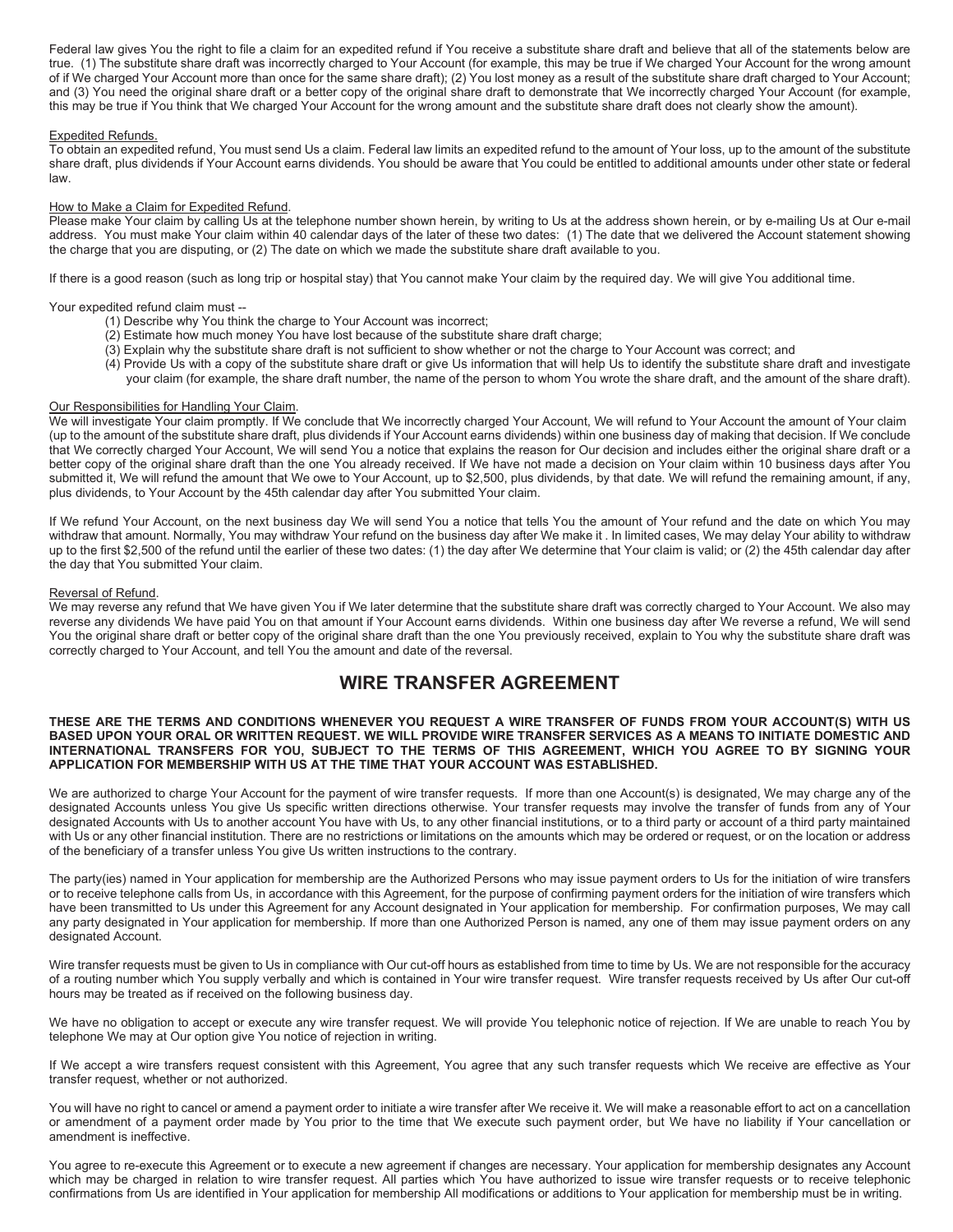Federal law gives You the right to file a claim for an expedited refund if You receive a substitute share draft and believe that all of the statements below are true. (1) The substitute share draft was incorrectly charged to Your Account (for example, this may be true if We charged Your Account for the wrong amount of if We charged Your Account more than once for the same share draft); (2) You lost money as a result of the substitute share draft charged to Your Account; and (3) You need the original share draft or a better copy of the original share draft to demonstrate that We incorrectly charged Your Account (for example, this may be true if You think that We charged Your Account for the wrong amount and the substitute share draft does not clearly show the amount).

Expedited Refunds.
To obtain an expedited refund, You must send Us a claim. Federal law limits an expedited refund to the amount of Your loss, up to the amount of the substitute share draft, plus dividends if Your Account earns dividends. You should be aware that You could be entitled to additional amounts under other state or federal law.

How to Make a Claim for Expedited Refund.
Please make Your claim by calling Us at the telephone number shown herein, by writing to Us at the address shown herein, or by e-mailing Us at Our e-mail address. You must make Your claim within 40 calendar days of the later of these two dates: (1) The date that we delivered the Account statement showing the charge that you are disputing, or (2) The date on which we made the substitute share draft available to you.

If there is a good reason (such as long trip or hospital stay) that You cannot make Your claim by the required day. We will give You additional time.

Your expedited refund claim must --

(1) Describe why You think the charge to Your Account was incorrect;
(2) Estimate how much money You have lost because of the substitute share draft charge;
(3) Explain why the substitute share draft is not sufficient to show whether or not the charge to Your Account was correct; and
(4) Provide Us with a copy of the substitute share draft or give Us information that will help Us to identify the substitute share draft and investigate your claim (for example, the share draft number, the name of the person to whom You wrote the share draft, and the amount of the share draft).

Our Responsibilities for Handling Your Claim.
We will investigate Your claim promptly. If We conclude that We incorrectly charged Your Account, We will refund to Your Account the amount of Your claim (up to the amount of the substitute share draft, plus dividends if Your Account earns dividends) within one business day of making that decision. If We conclude that We correctly charged Your Account, We will send You a notice that explains the reason for Our decision and includes either the original share draft or a better copy of the original share draft than the one You already received. If We have not made a decision on Your claim within 10 business days after You submitted it, We will refund the amount that We owe to Your Account, up to $2,500, plus dividends, by that date. We will refund the remaining amount, if any, plus dividends, to Your Account by the 45th calendar day after You submitted Your claim.

If We refund Your Account, on the next business day We will send You a notice that tells You the amount of Your refund and the date on which You may withdraw that amount. Normally, You may withdraw Your refund on the business day after We make it . In limited cases, We may delay Your ability to withdraw up to the first $2,500 of the refund until the earlier of these two dates: (1) the day after We determine that Your claim is valid; or (2) the 45th calendar day after the day that You submitted Your claim.

Reversal of Refund.
We may reverse any refund that We have given You if We later determine that the substitute share draft was correctly charged to Your Account. We also may reverse any dividends We have paid You on that amount if Your Account earns dividends. Within one business day after We reverse a refund, We will send You the original share draft or better copy of the original share draft than the one You previously received, explain to You why the substitute share draft was correctly charged to Your Account, and tell You the amount and date of the reversal.

## WIRE TRANSFER AGREEMENT

**THESE ARE THE TERMS AND CONDITIONS WHENEVER YOU REQUEST A WIRE TRANSFER OF FUNDS FROM YOUR ACCOUNT(S) WITH US BASED UPON YOUR ORAL OR WRITTEN REQUEST. WE WILL PROVIDE WIRE TRANSFER SERVICES AS A MEANS TO INITIATE DOMESTIC AND INTERNATIONAL TRANSFERS FOR YOU, SUBJECT TO THE TERMS OF THIS AGREEMENT, WHICH YOU AGREE TO BY SIGNING YOUR APPLICATION FOR MEMBERSHIP WITH US AT THE TIME THAT YOUR ACCOUNT WAS ESTABLISHED.**

We are authorized to charge Your Account for the payment of wire transfer requests. If more than one Account(s) is designated, We may charge any of the designated Accounts unless You give Us specific written directions otherwise. Your transfer requests may involve the transfer of funds from any of Your designated Accounts with Us to another account You have with Us, to any other financial institutions, or to a third party or account of a third party maintained with Us or any other financial institution. There are no restrictions or limitations on the amounts which may be ordered or request, or on the location or address of the beneficiary of a transfer unless You give Us written instructions to the contrary.

The party(ies) named in Your application for membership are the Authorized Persons who may issue payment orders to Us for the initiation of wire transfers or to receive telephone calls from Us, in accordance with this Agreement, for the purpose of confirming payment orders for the initiation of wire transfers which have been transmitted to Us under this Agreement for any Account designated in Your application for membership. For confirmation purposes, We may call any party designated in Your application for membership. If more than one Authorized Person is named, any one of them may issue payment orders on any designated Account.

Wire transfer requests must be given to Us in compliance with Our cut-off hours as established from time to time by Us. We are not responsible for the accuracy of a routing number which You supply verbally and which is contained in Your wire transfer request. Wire transfer requests received by Us after Our cut-off hours may be treated as if received on the following business day.

We have no obligation to accept or execute any wire transfer request. We will provide You telephonic notice of rejection. If We are unable to reach You by telephone We may at Our option give You notice of rejection in writing.

If We accept a wire transfers request consistent with this Agreement, You agree that any such transfer requests which We receive are effective as Your transfer request, whether or not authorized.

You will have no right to cancel or amend a payment order to initiate a wire transfer after We receive it. We will make a reasonable effort to act on a cancellation or amendment of a payment order made by You prior to the time that We execute such payment order, but We have no liability if Your cancellation or amendment is ineffective.

You agree to re-execute this Agreement or to execute a new agreement if changes are necessary. Your application for membership designates any Account which may be charged in relation to wire transfer request. All parties which You have authorized to issue wire transfer requests or to receive telephonic confirmations from Us are identified in Your application for membership All modifications or additions to Your application for membership must be in writing.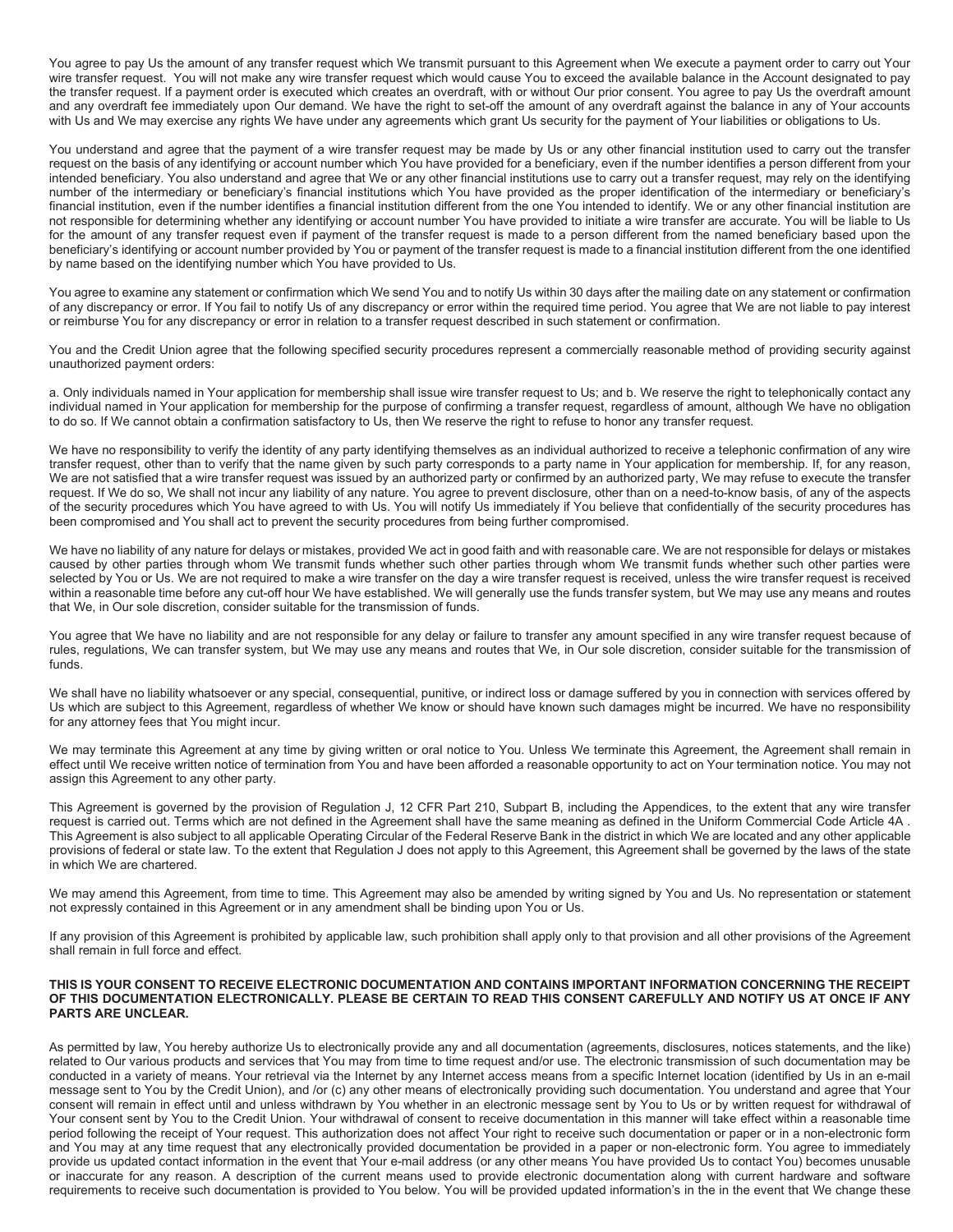You agree to pay Us the amount of any transfer request which We transmit pursuant to this Agreement when We execute a payment order to carry out Your wire transfer request. You will not make any wire transfer request which would cause You to exceed the available balance in the Account designated to pay the transfer request. If a payment order is executed which creates an overdraft, with or without Our prior consent. You agree to pay Us the overdraft amount and any overdraft fee immediately upon Our demand. We have the right to set-off the amount of any overdraft against the balance in any of Your accounts with Us and We may exercise any rights We have under any agreements which grant Us security for the payment of Your liabilities or obligations to Us.

You understand and agree that the payment of a wire transfer request may be made by Us or any other financial institution used to carry out the transfer request on the basis of any identifying or account number which You have provided for a beneficiary, even if the number identifies a person different from your intended beneficiary. You also understand and agree that We or any other financial institutions use to carry out a transfer request, may rely on the identifying number of the intermediary or beneficiary's financial institutions which You have provided as the proper identification of the intermediary or beneficiary's financial institution, even if the number identifies a financial institution different from the one You intended to identify. We or any other financial institution are not responsible for determining whether any identifying or account number You have provided to initiate a wire transfer are accurate. You will be liable to Us for the amount of any transfer request even if payment of the transfer request is made to a person different from the named beneficiary based upon the beneficiary's identifying or account number provided by You or payment of the transfer request is made to a financial institution different from the one identified by name based on the identifying number which You have provided to Us.

You agree to examine any statement or confirmation which We send You and to notify Us within 30 days after the mailing date on any statement or confirmation of any discrepancy or error. If You fail to notify Us of any discrepancy or error within the required time period. You agree that We are not liable to pay interest or reimburse You for any discrepancy or error in relation to a transfer request described in such statement or confirmation.

You and the Credit Union agree that the following specified security procedures represent a commercially reasonable method of providing security against unauthorized payment orders:

a. Only individuals named in Your application for membership shall issue wire transfer request to Us; and b. We reserve the right to telephonically contact any individual named in Your application for membership for the purpose of confirming a transfer request, regardless of amount, although We have no obligation to do so. If We cannot obtain a confirmation satisfactory to Us, then We reserve the right to refuse to honor any transfer request.

We have no responsibility to verify the identity of any party identifying themselves as an individual authorized to receive a telephonic confirmation of any wire transfer request, other than to verify that the name given by such party corresponds to a party name in Your application for membership. If, for any reason, We are not satisfied that a wire transfer request was issued by an authorized party or confirmed by an authorized party, We may refuse to execute the transfer request. If We do so, We shall not incur any liability of any nature. You agree to prevent disclosure, other than on a need-to-know basis, of any of the aspects of the security procedures which You have agreed to with Us. You will notify Us immediately if You believe that confidentially of the security procedures has been compromised and You shall act to prevent the security procedures from being further compromised.

We have no liability of any nature for delays or mistakes, provided We act in good faith and with reasonable care. We are not responsible for delays or mistakes caused by other parties through whom We transmit funds whether such other parties through whom We transmit funds whether such other parties were selected by You or Us. We are not required to make a wire transfer on the day a wire transfer request is received, unless the wire transfer request is received within a reasonable time before any cut-off hour We have established. We will generally use the funds transfer system, but We may use any means and routes that We, in Our sole discretion, consider suitable for the transmission of funds.

You agree that We have no liability and are not responsible for any delay or failure to transfer any amount specified in any wire transfer request because of rules, regulations, We can transfer system, but We may use any means and routes that We, in Our sole discretion, consider suitable for the transmission of funds.

We shall have no liability whatsoever or any special, consequential, punitive, or indirect loss or damage suffered by you in connection with services offered by Us which are subject to this Agreement, regardless of whether We know or should have known such damages might be incurred. We have no responsibility for any attorney fees that You might incur.

We may terminate this Agreement at any time by giving written or oral notice to You. Unless We terminate this Agreement, the Agreement shall remain in effect until We receive written notice of termination from You and have been afforded a reasonable opportunity to act on Your termination notice. You may not assign this Agreement to any other party.

This Agreement is governed by the provision of Regulation J, 12 CFR Part 210, Subpart B, including the Appendices, to the extent that any wire transfer request is carried out. Terms which are not defined in the Agreement shall have the same meaning as defined in the Uniform Commercial Code Article 4A . This Agreement is also subject to all applicable Operating Circular of the Federal Reserve Bank in the district in which We are located and any other applicable provisions of federal or state law. To the extent that Regulation J does not apply to this Agreement, this Agreement shall be governed by the laws of the state in which We are chartered.

We may amend this Agreement, from time to time. This Agreement may also be amended by writing signed by You and Us. No representation or statement not expressly contained in this Agreement or in any amendment shall be binding upon You or Us.

If any provision of this Agreement is prohibited by applicable law, such prohibition shall apply only to that provision and all other provisions of the Agreement shall remain in full force and effect.

**THIS IS YOUR CONSENT TO RECEIVE ELECTRONIC DOCUMENTATION AND CONTAINS IMPORTANT INFORMATION CONCERNING THE RECEIPT OF THIS DOCUMENTATION ELECTRONICALLY. PLEASE BE CERTAIN TO READ THIS CONSENT CAREFULLY AND NOTIFY US AT ONCE IF ANY PARTS ARE UNCLEAR.**

As permitted by law, You hereby authorize Us to electronically provide any and all documentation (agreements, disclosures, notices statements, and the like) related to Our various products and services that You may from time to time request and/or use. The electronic transmission of such documentation may be conducted in a variety of means. Your retrieval via the Internet by any Internet access means from a specific Internet location (identified by Us in an e-mail message sent to You by the Credit Union), and /or (c) any other means of electronically providing such documentation. You understand and agree that Your consent will remain in effect until and unless withdrawn by You whether in an electronic message sent by You to Us or by written request for withdrawal of Your consent sent by You to the Credit Union. Your withdrawal of consent to receive documentation in this manner will take effect within a reasonable time period following the receipt of Your request. This authorization does not affect Your right to receive such documentation or paper or in a non-electronic form and You may at any time request that any electronically provided documentation be provided in a paper or non-electronic form. You agree to immediately provide us updated contact information in the event that Your e-mail address (or any other means You have provided Us to contact You) becomes unusable or inaccurate for any reason. A description of the current means used to provide electronic documentation along with current hardware and software requirements to receive such documentation is provided to You below. You will be provided updated information's in the in the event that We change these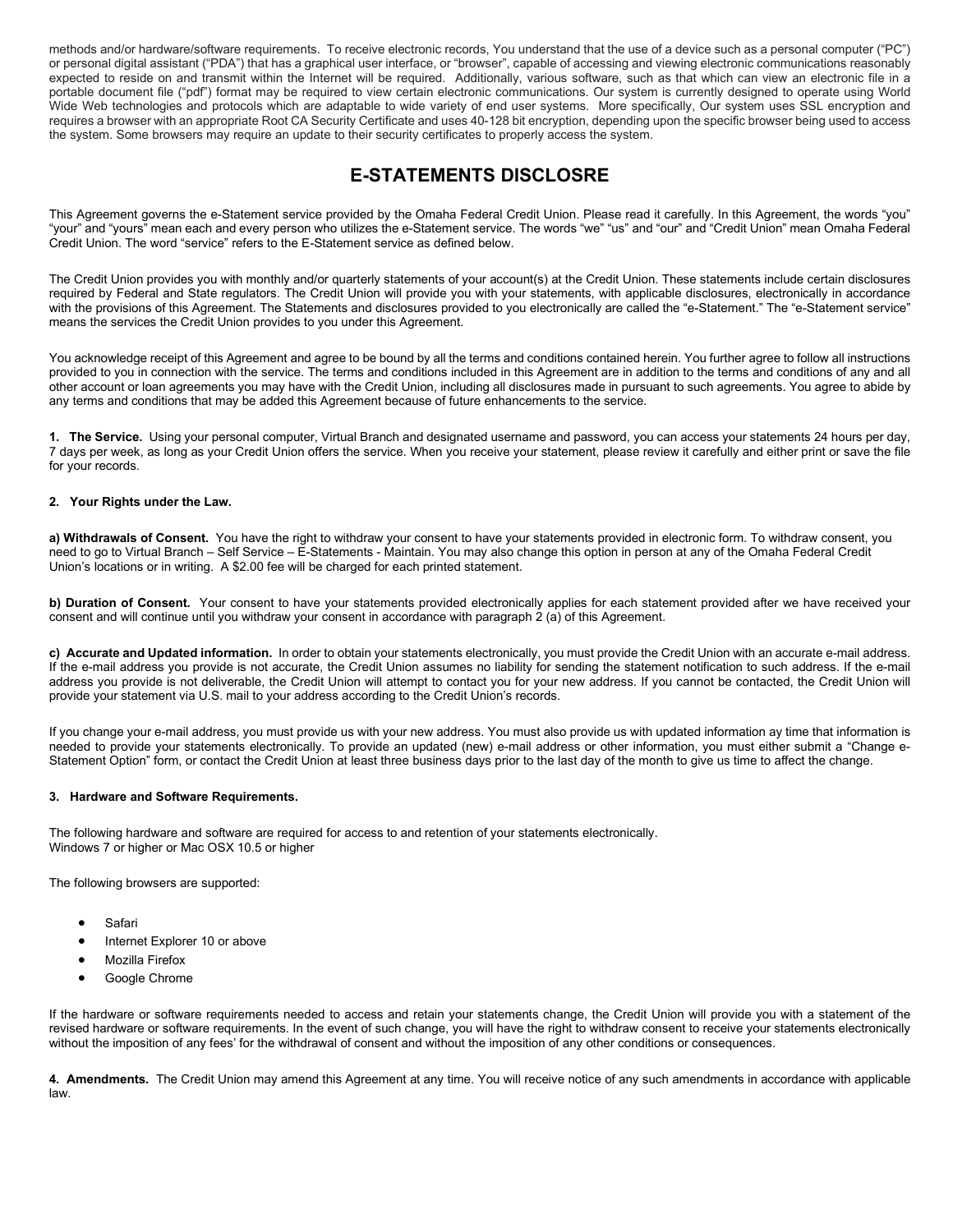methods and/or hardware/software requirements. To receive electronic records, You understand that the use of a device such as a personal computer ("PC") or personal digital assistant ("PDA") that has a graphical user interface, or "browser", capable of accessing and viewing electronic communications reasonably expected to reside on and transmit within the Internet will be required. Additionally, various software, such as that which can view an electronic file in a portable document file ("pdf") format may be required to view certain electronic communications. Our system is currently designed to operate using World Wide Web technologies and protocols which are adaptable to wide variety of end user systems. More specifically, Our system uses SSL encryption and requires a browser with an appropriate Root CA Security Certificate and uses 40-128 bit encryption, depending upon the specific browser being used to access the system. Some browsers may require an update to their security certificates to properly access the system.

# E-STATEMENTS DISCLOSRE

This Agreement governs the e-Statement service provided by the Omaha Federal Credit Union. Please read it carefully. In this Agreement, the words "you" "your" and "yours" mean each and every person who utilizes the e-Statement service. The words "we" "us" and "our" and "Credit Union" mean Omaha Federal Credit Union. The word "service" refers to the E-Statement service as defined below.

The Credit Union provides you with monthly and/or quarterly statements of your account(s) at the Credit Union. These statements include certain disclosures required by Federal and State regulators. The Credit Union will provide you with your statements, with applicable disclosures, electronically in accordance with the provisions of this Agreement. The Statements and disclosures provided to you electronically are called the "e-Statement." The "e-Statement service" means the services the Credit Union provides to you under this Agreement.

You acknowledge receipt of this Agreement and agree to be bound by all the terms and conditions contained herein. You further agree to follow all instructions provided to you in connection with the service. The terms and conditions included in this Agreement are in addition to the terms and conditions of any and all other account or loan agreements you may have with the Credit Union, including all disclosures made in pursuant to such agreements. You agree to abide by any terms and conditions that may be added this Agreement because of future enhancements to the service.

**1. The Service.** Using your personal computer, Virtual Branch and designated username and password, you can access your statements 24 hours per day, 7 days per week, as long as your Credit Union offers the service. When you receive your statement, please review it carefully and either print or save the file for your records.

**2. Your Rights under the Law.**

**a) Withdrawals of Consent.** You have the right to withdraw your consent to have your statements provided in electronic form. To withdraw consent, you need to go to Virtual Branch – Self Service – E-Statements - Maintain. You may also change this option in person at any of the Omaha Federal Credit Union's locations or in writing. A $2.00 fee will be charged for each printed statement.

**b) Duration of Consent.** Your consent to have your statements provided electronically applies for each statement provided after we have received your consent and will continue until you withdraw your consent in accordance with paragraph 2 (a) of this Agreement.

**c) Accurate and Updated information.** In order to obtain your statements electronically, you must provide the Credit Union with an accurate e-mail address. If the e-mail address you provide is not accurate, the Credit Union assumes no liability for sending the statement notification to such address. If the e-mail address you provide is not deliverable, the Credit Union will attempt to contact you for your new address. If you cannot be contacted, the Credit Union will provide your statement via U.S. mail to your address according to the Credit Union's records.

If you change your e-mail address, you must provide us with your new address. You must also provide us with updated information ay time that information is needed to provide your statements electronically. To provide an updated (new) e-mail address or other information, you must either submit a "Change e-Statement Option" form, or contact the Credit Union at least three business days prior to the last day of the month to give us time to affect the change.

**3. Hardware and Software Requirements.**

The following hardware and software are required for access to and retention of your statements electronically.
Windows 7 or higher or Mac OSX 10.5 or higher

The following browsers are supported:

- Safari
- Internet Explorer 10 or above
- Mozilla Firefox
- Google Chrome

If the hardware or software requirements needed to access and retain your statements change, the Credit Union will provide you with a statement of the revised hardware or software requirements. In the event of such change, you will have the right to withdraw consent to receive your statements electronically without the imposition of any fees' for the withdrawal of consent and without the imposition of any other conditions or consequences.

**4. Amendments.** The Credit Union may amend this Agreement at any time. You will receive notice of any such amendments in accordance with applicable law.